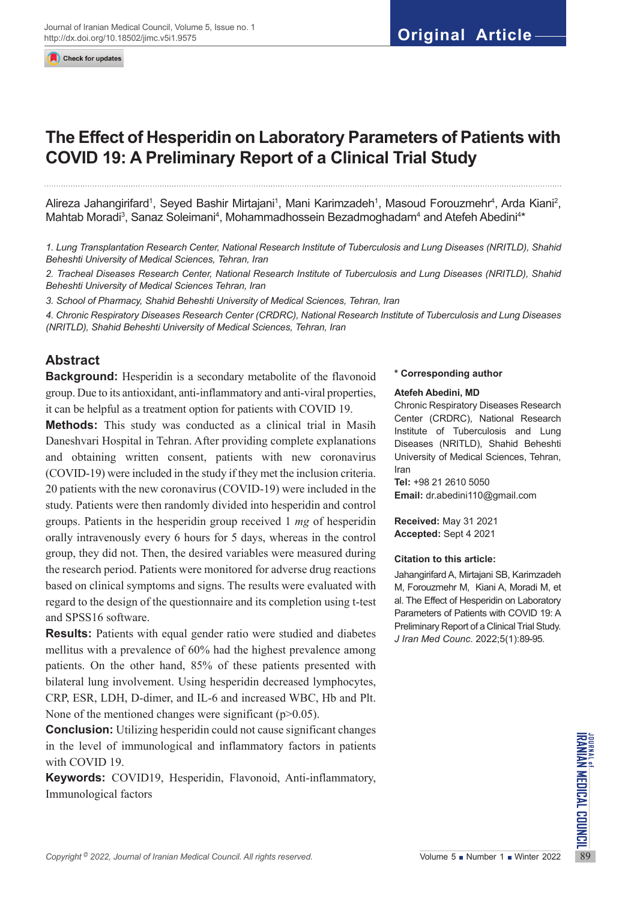Original Article

# The Effect of Hesperidin on Laboratory Parameters of Patients with COVID 19: A Preliminary Report of a Clinical Trial Study

Alireza Jahangirifard[1], Seyed Bashir Mirtajani[1], Mani Karimzadeh[1], Masoud Forouzmehr[4], Arda Kiani[2], Mahtab Moradi[3], Sanaz Soleimani[4], Mohammadhossein Bezadmoghadam[4] and Atefeh Abedini[4]*

*1. Lung Transplantation Research Center, National Research Institute of Tuberculosis and Lung Diseases (NRITLD), Shahid Beheshti University of Medical Sciences, Tehran, Iran*

*2. Tracheal Diseases Research Center, National Research Institute of Tuberculosis and Lung Diseases (NRITLD), Shahid Beheshti University of Medical Sciences Tehran, Iran*

*3. School of Pharmacy, Shahid Beheshti University of Medical Sciences, Tehran, Iran*

*4. Chronic Respiratory Diseases Research Center (CRDRC), National Research Institute of Tuberculosis and Lung Diseases (NRITLD), Shahid Beheshti University of Medical Sciences, Tehran, Iran*

## Abstract

**Background:** Hesperidin is a secondary metabolite of the flavonoid group. Due to its antioxidant, anti-inflammatory and anti-viral properties, it can be helpful as a treatment option for patients with COVID 19.

**Methods:** This study was conducted as a clinical trial in Masih Daneshvari Hospital in Tehran. After providing complete explanations and obtaining written consent, patients with new coronavirus (COVID-19) were included in the study if they met the inclusion criteria. 20 patients with the new coronavirus (COVID-19) were included in the study. Patients were then randomly divided into hesperidin and control groups. Patients in the hesperidin group received 1 *mg* of hesperidin orally intravenously every 6 hours for 5 days, whereas in the control group, they did not. Then, the desired variables were measured during the research period. Patients were monitored for adverse drug reactions based on clinical symptoms and signs. The results were evaluated with regard to the design of the questionnaire and its completion using t-test and SPSS16 software.

**Results:** Patients with equal gender ratio were studied and diabetes mellitus with a prevalence of 60% had the highest prevalence among patients. On the other hand, 85% of these patients presented with bilateral lung involvement. Using hesperidin decreased lymphocytes, CRP, ESR, LDH, D-dimer, and IL-6 and increased WBC, Hb and Plt. None of the mentioned changes were significant ($p>0.05$).

**Conclusion:** Utilizing hesperidin could not cause significant changes in the level of immunological and inflammatory factors in patients with COVID 19.

**Keywords:** COVID19, Hesperidin, Flavonoid, Anti-inflammatory, Immunological factors

**\* Corresponding author**

**Atefeh Abedini, MD**

Chronic Respiratory Diseases Research Center (CRDRC), National Research Institute of Tuberculosis and Lung Diseases (NRITLD), Shahid Beheshti University of Medical Sciences, Tehran, Iran

**Tel:** +98 21 2610 5050

**Email:** dr.abedini110@gmail.com

**Received:** May 31 2021

**Accepted:** Sept 4 2021

**Citation to this article:**

Jahangirifard A, Mirtajani SB, Karimzadeh M, Forouzmehr M, Kiani A, Moradi M, et al. The Effect of Hesperidin on Laboratory Parameters of Patients with COVID 19: A Preliminary Report of a Clinical Trial Study. *J Iran Med Counc*. 2022;5(1):89-95.

*Copyright © 2022, Journal of Iranian Medical Council. All rights reserved.*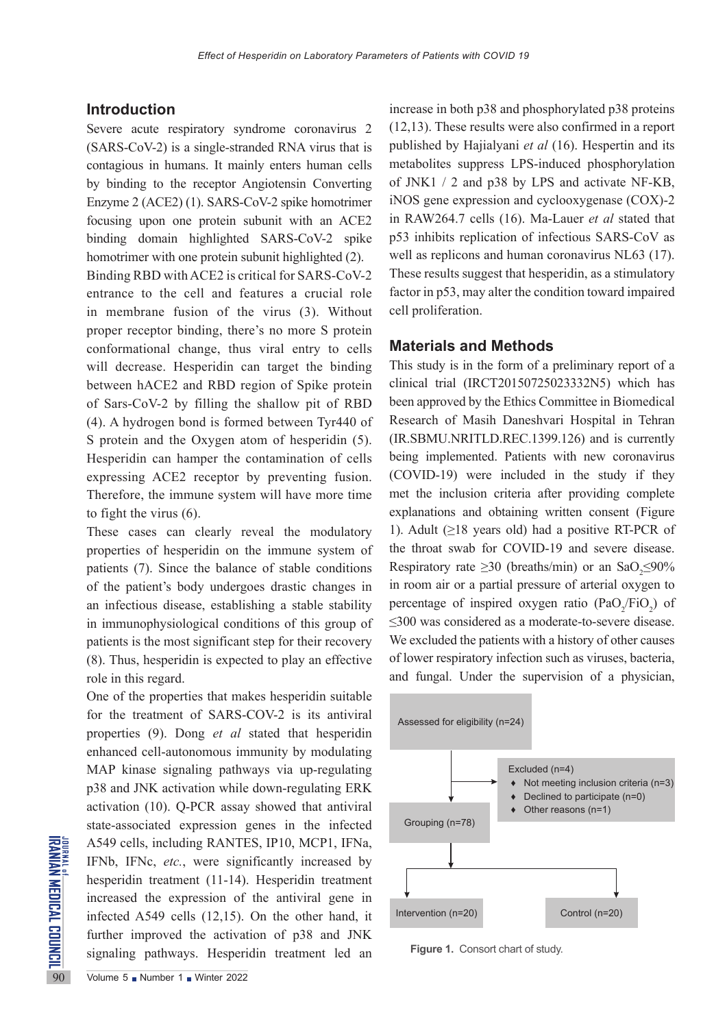## Introduction

Severe acute respiratory syndrome coronavirus 2 (SARS-CoV-2) is a single-stranded RNA virus that is contagious in humans. It mainly enters human cells by binding to the receptor Angiotensin Converting Enzyme 2 (ACE2) (1). SARS-CoV-2 spike homotrimer focusing upon one protein subunit with an ACE2 binding domain highlighted SARS-CoV-2 spike homotrimer with one protein subunit highlighted (2).

Binding RBD with ACE2 is critical for SARS-CoV-2 entrance to the cell and features a crucial role in membrane fusion of the virus (3). Without proper receptor binding, there's no more S protein conformational change, thus viral entry to cells will decrease. Hesperidin can target the binding between hACE2 and RBD region of Spike protein of Sars-CoV-2 by filling the shallow pit of RBD (4). A hydrogen bond is formed between Tyr440 of S protein and the Oxygen atom of hesperidin (5). Hesperidin can hamper the contamination of cells expressing ACE2 receptor by preventing fusion. Therefore, the immune system will have more time to fight the virus (6).

These cases can clearly reveal the modulatory properties of hesperidin on the immune system of patients (7). Since the balance of stable conditions of the patient's body undergoes drastic changes in an infectious disease, establishing a stable stability in immunophysiological conditions of this group of patients is the most significant step for their recovery (8). Thus, hesperidin is expected to play an effective role in this regard.

One of the properties that makes hesperidin suitable for the treatment of SARS-COV-2 is its antiviral properties (9). Dong *et al* stated that hesperidin enhanced cell-autonomous immunity by modulating MAP kinase signaling pathways via up-regulating p38 and JNK activation while down-regulating ERK activation (10). Q-PCR assay showed that antiviral state-associated expression genes in the infected A549 cells, including RANTES, IP10, MCP1, IFNa, IFNb, IFNc, *etc.*, were significantly increased by hesperidin treatment (11-14). Hesperidin treatment increased the expression of the antiviral gene in infected A549 cells (12,15). On the other hand, it further improved the activation of p38 and JNK signaling pathways. Hesperidin treatment led an increase in both p38 and phosphorylated p38 proteins (12,13). These results were also confirmed in a report published by Hajialyani *et al* (16). Hespertin and its metabolites suppress LPS-induced phosphorylation of JNK1 / 2 and p38 by LPS and activate NF-KB, iNOS gene expression and cyclooxygenase (COX)-2 in RAW264.7 cells (16). Ma-Lauer *et al* stated that p53 inhibits replication of infectious SARS-CoV as well as replicons and human coronavirus NL63 (17). These results suggest that hesperidin, as a stimulatory factor in p53, may alter the condition toward impaired cell proliferation.

## Materials and Methods

This study is in the form of a preliminary report of a clinical trial (IRCT20150725023332N5) which has been approved by the Ethics Committee in Biomedical Research of Masih Daneshvari Hospital in Tehran (IR.SBMU.NRITLD.REC.1399.126) and is currently being implemented. Patients with new coronavirus (COVID-19) were included in the study if they met the inclusion criteria after providing complete explanations and obtaining written consent (Figure 1). Adult (≥18 years old) had a positive RT-PCR of the throat swab for COVID-19 and severe disease. Respiratory rate ≥30 (breaths/min) or an $SaO_2 \leq 90\%$ in room air or a partial pressure of arterial oxygen to percentage of inspired oxygen ratio ($PaO_2/FiO_2$) of ≤300 was considered as a moderate-to-severe disease. We excluded the patients with a history of other causes of lower respiratory infection such as viruses, bacteria, and fungal. Under the supervision of a physician,

Assessed for eligibility (n=24)

Excluded (n=4)
- Not meeting inclusion criteria (n=3)
- Declined to participate (n=0)
- Other reasons (n=1)

Grouping (n=78)

Intervention (n=20) | Control (n=20)

**Figure 1.** Consort chart of study.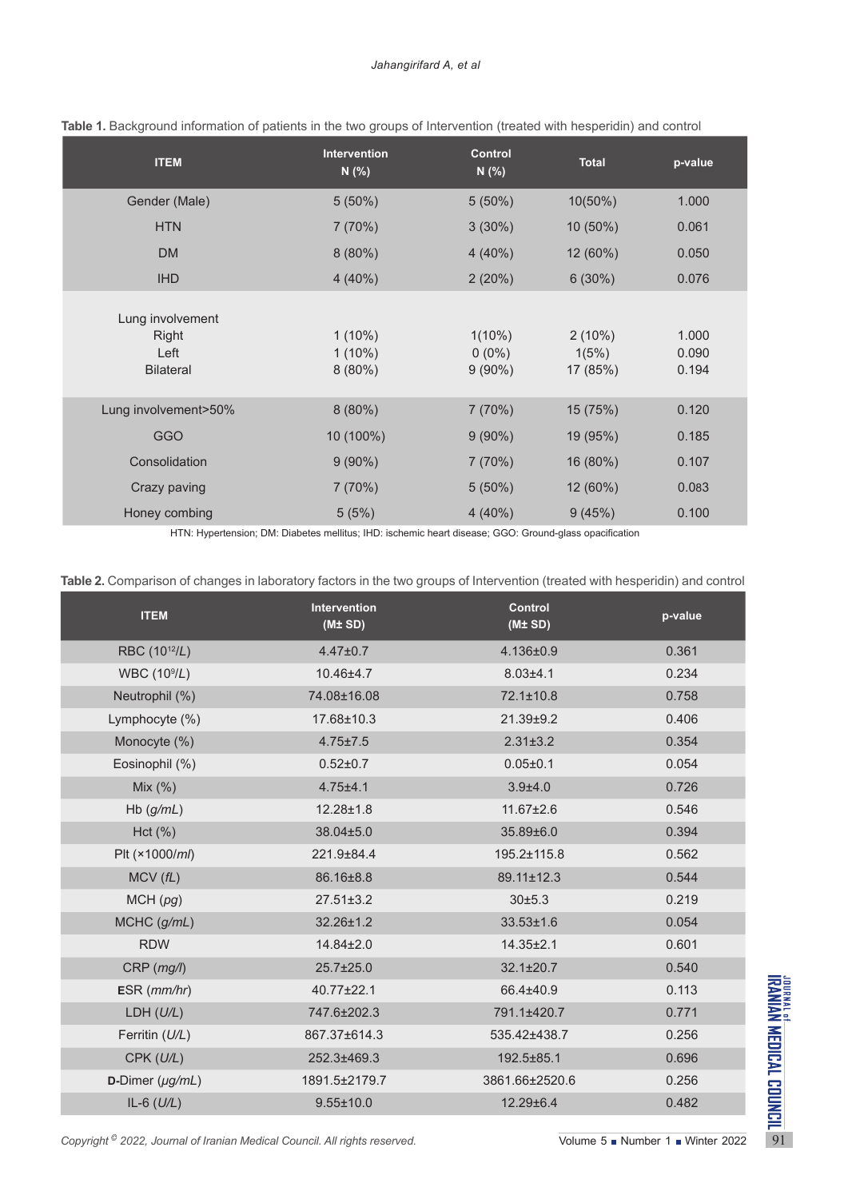**Table 1.** Background information of patients in the two groups of Intervention (treated with hesperidin) and control

| ITEM | Intervention N (%) | Control N (%) | Total | p-value |
|---|---|---|---|---|
| Gender (Male) | 5 (50%) | 5 (50%) | 10(50%) | 1.000 |
| HTN | 7 (70%) | 3 (30%) | 10 (50%) | 0.061 |
| DM | 8 (80%) | 4 (40%) | 12 (60%) | 0.050 |
| IHD | 4 (40%) | 2 (20%) | 6 (30%) | 0.076 |
| Lung involvement | | | | |
| Right | 1 (10%) | 1(10%) | 2 (10%) | 1.000 |
| Left | 1 (10%) | 0 (0%) | 1(5%) | 0.090 |
| Bilateral | 8 (80%) | 9 (90%) | 17 (85%) | 0.194 |
| Lung involvement>50% | 8 (80%) | 7 (70%) | 15 (75%) | 0.120 |
| GGO | 10 (100%) | 9 (90%) | 19 (95%) | 0.185 |
| Consolidation | 9 (90%) | 7 (70%) | 16 (80%) | 0.107 |
| Crazy paving | 7 (70%) | 5 (50%) | 12 (60%) | 0.083 |
| Honey combing | 5 (5%) | 4 (40%) | 9 (45%) | 0.100 |

HTN: Hypertension; DM: Diabetes mellitus; IHD: ischemic heart disease; GGO: Ground-glass opacification

**Table 2.** Comparison of changes in laboratory factors in the two groups of Intervention (treated with hesperidin) and control

| ITEM | Intervention (M± SD) | Control (M± SD) | p-value |
|---|---|---|---|
| RBC ($10^{12}$/*L*) | 4.47±0.7 | 4.136±0.9 | 0.361 |
| WBC ($10^{9}$/*L*) | 10.46±4.7 | 8.03±4.1 | 0.234 |
| Neutrophil (%) | 74.08±16.08 | 72.1±10.8 | 0.758 |
| Lymphocyte (%) | 17.68±10.3 | 21.39±9.2 | 0.406 |
| Monocyte (%) | 4.75±7.5 | 2.31±3.2 | 0.354 |
| Eosinophil (%) | 0.52±0.7 | 0.05±0.1 | 0.054 |
| Mix (%) | 4.75±4.1 | 3.9±4.0 | 0.726 |
| Hb (*g/mL*) | 12.28±1.8 | 11.67±2.6 | 0.546 |
| Hct (%) | 38.04±5.0 | 35.89±6.0 | 0.394 |
| Plt (×1000/*ml*) | 221.9±84.4 | 195.2±115.8 | 0.562 |
| MCV (*fL*) | 86.16±8.8 | 89.11±12.3 | 0.544 |
| MCH (*pg*) | 27.51±3.2 | 30±5.3 | 0.219 |
| MCHC (*g/mL*) | 32.26±1.2 | 33.53±1.6 | 0.054 |
| RDW | 14.84±2.0 | 14.35±2.1 | 0.601 |
| CRP (*mg/l*) | 25.7±25.0 | 32.1±20.7 | 0.540 |
| ESR (*mm/hr*) | 40.77±22.1 | 66.4±40.9 | 0.113 |
| LDH (*U/L*) | 747.6±202.3 | 791.1±420.7 | 0.771 |
| Ferritin (*U/L*) | 867.37±614.3 | 535.42±438.7 | 0.256 |
| CPK (*U/L*) | 252.3±469.3 | 192.5±85.1 | 0.696 |
| D-Dimer (*μg/mL*) | 1891.5±2179.7 | 3861.66±2520.6 | 0.256 |
| IL-6 (*U/L*) | 9.55±10.0 | 12.29±6.4 | 0.482 |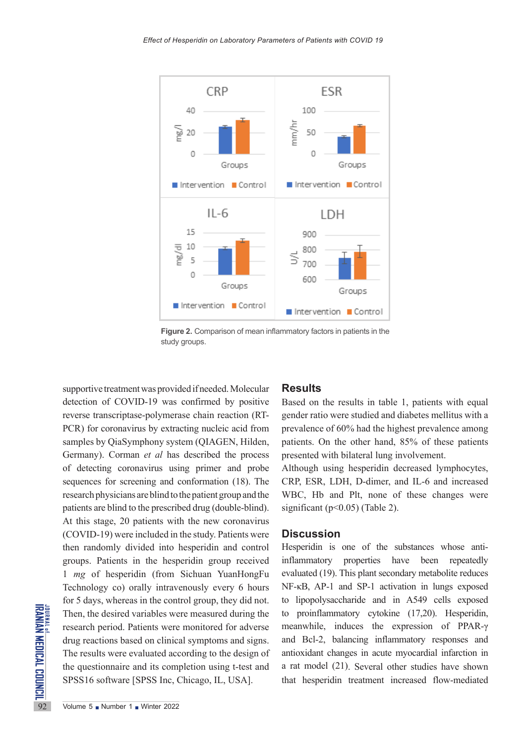Figure 2. Comparison of mean inflammatory factors in patients in the study groups.

supportive treatment was provided if needed. Molecular detection of COVID-19 was confirmed by positive reverse transcriptase-polymerase chain reaction (RT-PCR) for coronavirus by extracting nucleic acid from samples by QiaSymphony system (QIAGEN, Hilden, Germany). Corman *et al* has described the process of detecting coronavirus using primer and probe sequences for screening and conformation (18). The research physicians are blind to the patient group and the patients are blind to the prescribed drug (double-blind). At this stage, 20 patients with the new coronavirus (COVID-19) were included in the study. Patients were then randomly divided into hesperidin and control groups. Patients in the hesperidin group received 1 *mg* of hesperidin (from Sichuan YuanHongFu Technology co) orally intravenously every 6 hours for 5 days, whereas in the control group, they did not. Then, the desired variables were measured during the research period. Patients were monitored for adverse drug reactions based on clinical symptoms and signs. The results were evaluated according to the design of the questionnaire and its completion using t-test and SPSS16 software [SPSS Inc, Chicago, IL, USA].

## Results

Based on the results in table 1, patients with equal gender ratio were studied and diabetes mellitus with a prevalence of 60% had the highest prevalence among patients. On the other hand, 85% of these patients presented with bilateral lung involvement.

Although using hesperidin decreased lymphocytes, CRP, ESR, LDH, D-dimer, and IL-6 and increased WBC, Hb and Plt, none of these changes were significant ($p<0.05$) (Table 2).

## Discussion

Hesperidin is one of the substances whose anti-inflammatory properties have been repeatedly evaluated (19). This plant secondary metabolite reduces NF-κB, AP-1 and SP-1 activation in lungs exposed to lipopolysaccharide and in A549 cells exposed to proinflammatory cytokine (17,20). Hesperidin, meanwhile, induces the expression of PPAR-γ and Bcl-2, balancing inflammatory responses and antioxidant changes in acute myocardial infarction in a rat model (21). Several other studies have shown that hesperidin treatment increased flow-mediated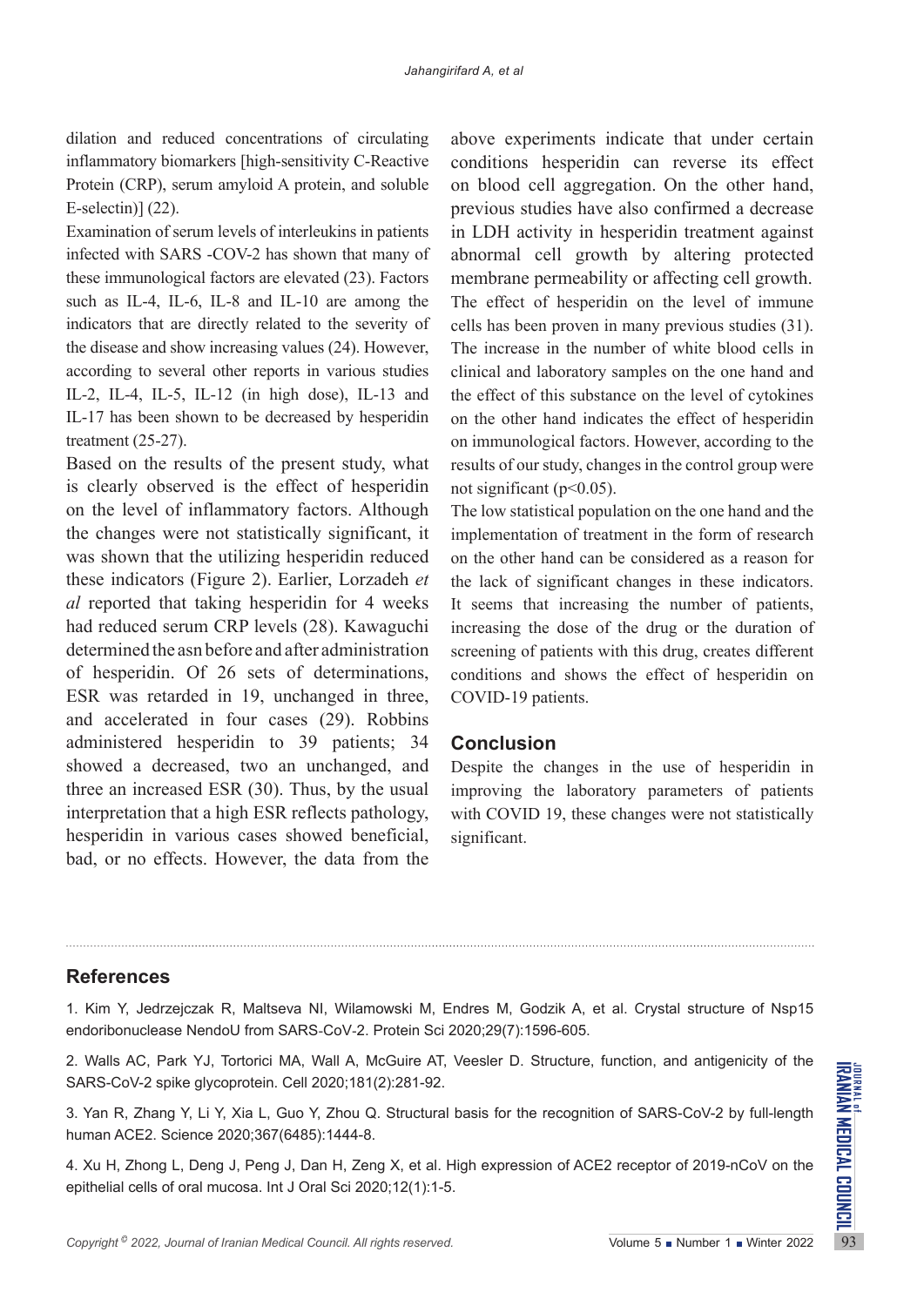dilation and reduced concentrations of circulating inflammatory biomarkers [high-sensitivity C-Reactive Protein (CRP), serum amyloid A protein, and soluble E-selectin)] (22).

Examination of serum levels of interleukins in patients infected with SARS -COV-2 has shown that many of these immunological factors are elevated (23). Factors such as IL-4, IL-6, IL-8 and IL-10 are among the indicators that are directly related to the severity of the disease and show increasing values (24). However, according to several other reports in various studies IL-2, IL-4, IL-5, IL-12 (in high dose), IL-13 and IL-17 has been shown to be decreased by hesperidin treatment (25-27).

Based on the results of the present study, what is clearly observed is the effect of hesperidin on the level of inflammatory factors. Although the changes were not statistically significant, it was shown that the utilizing hesperidin reduced these indicators (Figure 2). Earlier, Lorzadeh *et al* reported that taking hesperidin for 4 weeks had reduced serum CRP levels (28). Kawaguchi determined the asn before and after administration of hesperidin. Of 26 sets of determinations, ESR was retarded in 19, unchanged in three, and accelerated in four cases (29). Robbins administered hesperidin to 39 patients; 34 showed a decreased, two an unchanged, and three an increased ESR (30). Thus, by the usual interpretation that a high ESR reflects pathology, hesperidin in various cases showed beneficial, bad, or no effects. However, the data from the above experiments indicate that under certain conditions hesperidin can reverse its effect on blood cell aggregation. On the other hand, previous studies have also confirmed a decrease in LDH activity in hesperidin treatment against abnormal cell growth by altering protected membrane permeability or affecting cell growth. The effect of hesperidin on the level of immune cells has been proven in many previous studies (31). The increase in the number of white blood cells in clinical and laboratory samples on the one hand and the effect of this substance on the level of cytokines on the other hand indicates the effect of hesperidin on immunological factors. However, according to the results of our study, changes in the control group were not significant ($p<0.05$).

The low statistical population on the one hand and the implementation of treatment in the form of research on the other hand can be considered as a reason for the lack of significant changes in these indicators. It seems that increasing the number of patients, increasing the dose of the drug or the duration of screening of patients with this drug, creates different conditions and shows the effect of hesperidin on COVID-19 patients.

## Conclusion

Despite the changes in the use of hesperidin in improving the laboratory parameters of patients with COVID 19, these changes were not statistically significant.

## References

1. Kim Y, Jedrzejczak R, Maltseva NI, Wilamowski M, Endres M, Godzik A, et al. Crystal structure of Nsp15 endoribonuclease NendoU from SARS-CoV-2. Protein Sci 2020;29(7):1596-605.

2. Walls AC, Park YJ, Tortorici MA, Wall A, McGuire AT, Veesler D. Structure, function, and antigenicity of the SARS-CoV-2 spike glycoprotein. Cell 2020;181(2):281-92.

3. Yan R, Zhang Y, Li Y, Xia L, Guo Y, Zhou Q. Structural basis for the recognition of SARS-CoV-2 by full-length human ACE2. Science 2020;367(6485):1444-8.

4. Xu H, Zhong L, Deng J, Peng J, Dan H, Zeng X, et al. High expression of ACE2 receptor of 2019-nCoV on the epithelial cells of oral mucosa. Int J Oral Sci 2020;12(1):1-5.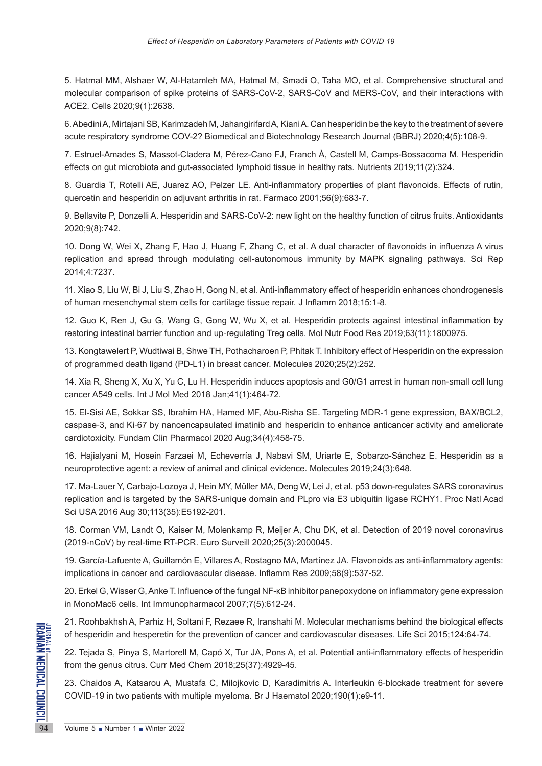5. Hatmal MM, Alshaer W, Al-Hatamleh MA, Hatmal M, Smadi O, Taha MO, et al. Comprehensive structural and molecular comparison of spike proteins of SARS-CoV-2, SARS-CoV and MERS-CoV, and their interactions with ACE2. Cells 2020;9(1):2638.

6. Abedini A, Mirtajani SB, Karimzadeh M, Jahangirifard A, Kiani A. Can hesperidin be the key to the treatment of severe acute respiratory syndrome COV-2? Biomedical and Biotechnology Research Journal (BBRJ) 2020;4(5):108-9.

7. Estruel-Amades S, Massot-Cladera M, Pérez-Cano FJ, Franch À, Castell M, Camps-Bossacoma M. Hesperidin effects on gut microbiota and gut-associated lymphoid tissue in healthy rats. Nutrients 2019;11(2):324.

8. Guardia T, Rotelli AE, Juarez AO, Pelzer LE. Anti-inflammatory properties of plant flavonoids. Effects of rutin, quercetin and hesperidin on adjuvant arthritis in rat. Farmaco 2001;56(9):683-7.

9. Bellavite P, Donzelli A. Hesperidin and SARS-CoV-2: new light on the healthy function of citrus fruits. Antioxidants 2020;9(8):742.

10. Dong W, Wei X, Zhang F, Hao J, Huang F, Zhang C, et al. A dual character of flavonoids in influenza A virus replication and spread through modulating cell-autonomous immunity by MAPK signaling pathways. Sci Rep 2014;4:7237.

11. Xiao S, Liu W, Bi J, Liu S, Zhao H, Gong N, et al. Anti-inflammatory effect of hesperidin enhances chondrogenesis of human mesenchymal stem cells for cartilage tissue repair. J Inflamm 2018;15:1-8.

12. Guo K, Ren J, Gu G, Wang G, Gong W, Wu X, et al. Hesperidin protects against intestinal inflammation by restoring intestinal barrier function and up-regulating Treg cells. Mol Nutr Food Res 2019;63(11):1800975.

13. Kongtawelert P, Wudtiwai B, Shwe TH, Pothacharoen P, Phitak T. Inhibitory effect of Hesperidin on the expression of programmed death ligand (PD-L1) in breast cancer. Molecules 2020;25(2):252.

14. Xia R, Sheng X, Xu X, Yu C, Lu H. Hesperidin induces apoptosis and G0/G1 arrest in human non-small cell lung cancer A549 cells. Int J Mol Med 2018 Jan;41(1):464-72.

15. El-Sisi AE, Sokkar SS, Ibrahim HA, Hamed MF, Abu-Risha SE. Targeting MDR-1 gene expression, BAX/BCL2, caspase-3, and Ki-67 by nanoencapsulated imatinib and hesperidin to enhance anticancer activity and ameliorate cardiotoxicity. Fundam Clin Pharmacol 2020 Aug;34(4):458-75.

16. Hajialyani M, Hosein Farzaei M, Echeverría J, Nabavi SM, Uriarte E, Sobarzo-Sánchez E. Hesperidin as a neuroprotective agent: a review of animal and clinical evidence. Molecules 2019;24(3):648.

17. Ma-Lauer Y, Carbajo-Lozoya J, Hein MY, Müller MA, Deng W, Lei J, et al. p53 down-regulates SARS coronavirus replication and is targeted by the SARS-unique domain and PLpro via E3 ubiquitin ligase RCHY1. Proc Natl Acad Sci USA 2016 Aug 30;113(35):E5192-201.

18. Corman VM, Landt O, Kaiser M, Molenkamp R, Meijer A, Chu DK, et al. Detection of 2019 novel coronavirus (2019-nCoV) by real-time RT-PCR. Euro Surveill 2020;25(3):2000045.

19. García-Lafuente A, Guillamón E, Villares A, Rostagno MA, Martínez JA. Flavonoids as anti-inflammatory agents: implications in cancer and cardiovascular disease. Inflamm Res 2009;58(9):537-52.

20. Erkel G, Wisser G, Anke T. Influence of the fungal NF-κB inhibitor panepoxydone on inflammatory gene expression in MonoMac6 cells. Int Immunopharmacol 2007;7(5):612-24.

21. Roohbakhsh A, Parhiz H, Soltani F, Rezaee R, Iranshahi M. Molecular mechanisms behind the biological effects of hesperidin and hesperetin for the prevention of cancer and cardiovascular diseases. Life Sci 2015;124:64-74.

22. Tejada S, Pinya S, Martorell M, Capó X, Tur JA, Pons A, et al. Potential anti-inflammatory effects of hesperidin from the genus citrus. Curr Med Chem 2018;25(37):4929-45.

23. Chaidos A, Katsarou A, Mustafa C, Milojkovic D, Karadimitris A. Interleukin 6-blockade treatment for severe COVID-19 in two patients with multiple myeloma. Br J Haematol 2020;190(1):e9-11.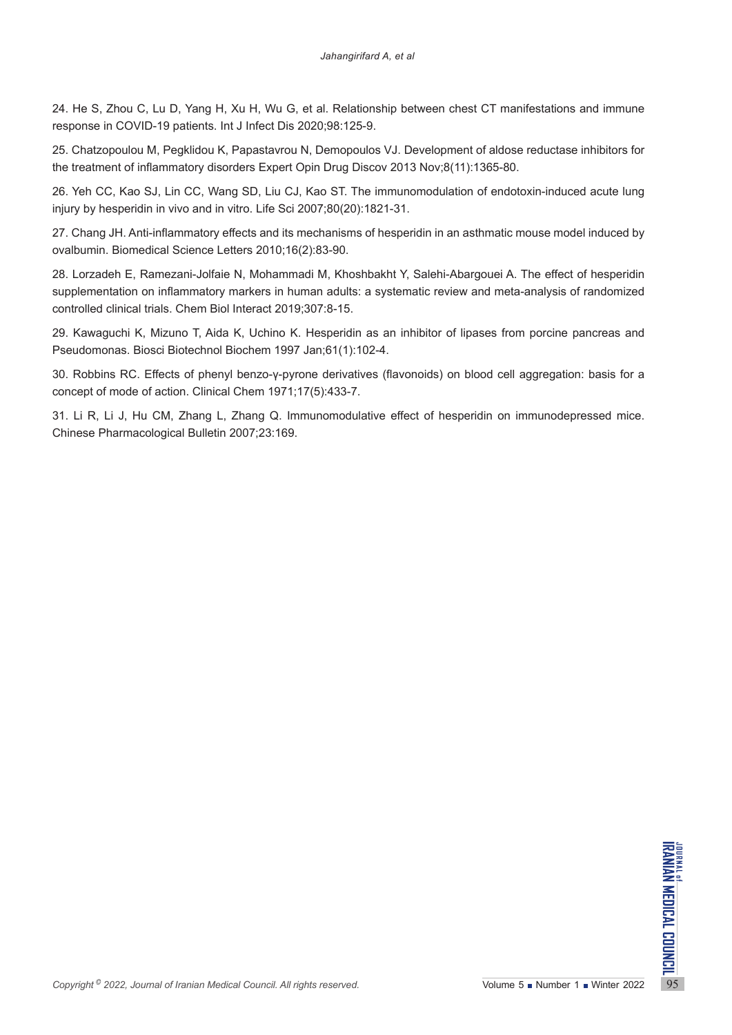24. He S, Zhou C, Lu D, Yang H, Xu H, Wu G, et al. Relationship between chest CT manifestations and immune response in COVID-19 patients. Int J Infect Dis 2020;98:125-9.

25. Chatzopoulou M, Pegklidou K, Papastavrou N, Demopoulos VJ. Development of aldose reductase inhibitors for the treatment of inflammatory disorders Expert Opin Drug Discov 2013 Nov;8(11):1365-80.

26. Yeh CC, Kao SJ, Lin CC, Wang SD, Liu CJ, Kao ST. The immunomodulation of endotoxin-induced acute lung injury by hesperidin in vivo and in vitro. Life Sci 2007;80(20):1821-31.

27. Chang JH. Anti-inflammatory effects and its mechanisms of hesperidin in an asthmatic mouse model induced by ovalbumin. Biomedical Science Letters 2010;16(2):83-90.

28. Lorzadeh E, Ramezani-Jolfaie N, Mohammadi M, Khoshbakht Y, Salehi-Abargouei A. The effect of hesperidin supplementation on inflammatory markers in human adults: a systematic review and meta-analysis of randomized controlled clinical trials. Chem Biol Interact 2019;307:8-15.

29. Kawaguchi K, Mizuno T, Aida K, Uchino K. Hesperidin as an inhibitor of lipases from porcine pancreas and Pseudomonas. Biosci Biotechnol Biochem 1997 Jan;61(1):102-4.

30. Robbins RC. Effects of phenyl benzo-γ-pyrone derivatives (flavonoids) on blood cell aggregation: basis for a concept of mode of action. Clinical Chem 1971;17(5):433-7.

31. Li R, Li J, Hu CM, Zhang L, Zhang Q. Immunomodulative effect of hesperidin on immunodepressed mice. Chinese Pharmacological Bulletin 2007;23:169.